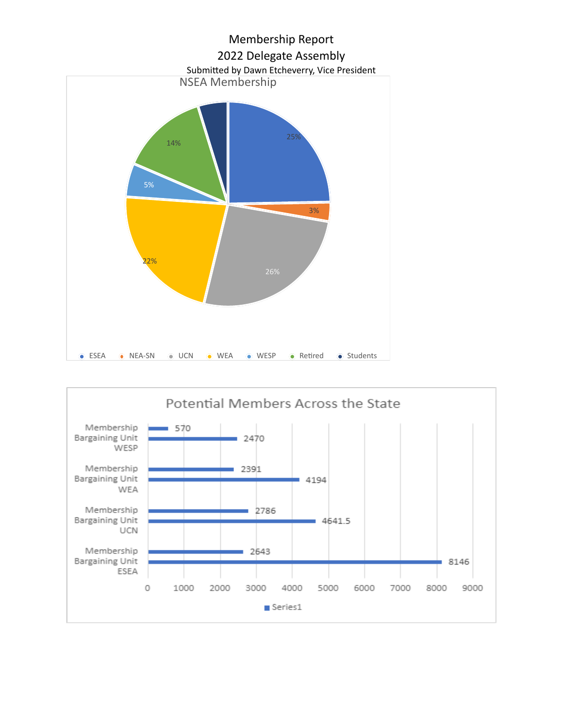# Membership Report

## 2022 Delegate Assembly

Submitted by Dawn Etcheverry, Vice President

**NSEA Membership**

| Group | Percentage |
| --- | --- |
| ESEA | 25% |
| NEA-SN | 3% |
| UCN | 26% |
| WEA | 22% |
| WESP | 5% |
| Retired | 14% |
| Students | |

**Potential Members Across the State**

| Local | Bargaining Unit | Membership |
| --- | --- | --- |
| WESP | 2470 | 570 |
| WEA | 4194 | 2391 |
| UCN | 4641.5 | 2786 |
| ESEA | 8146 | 2643 |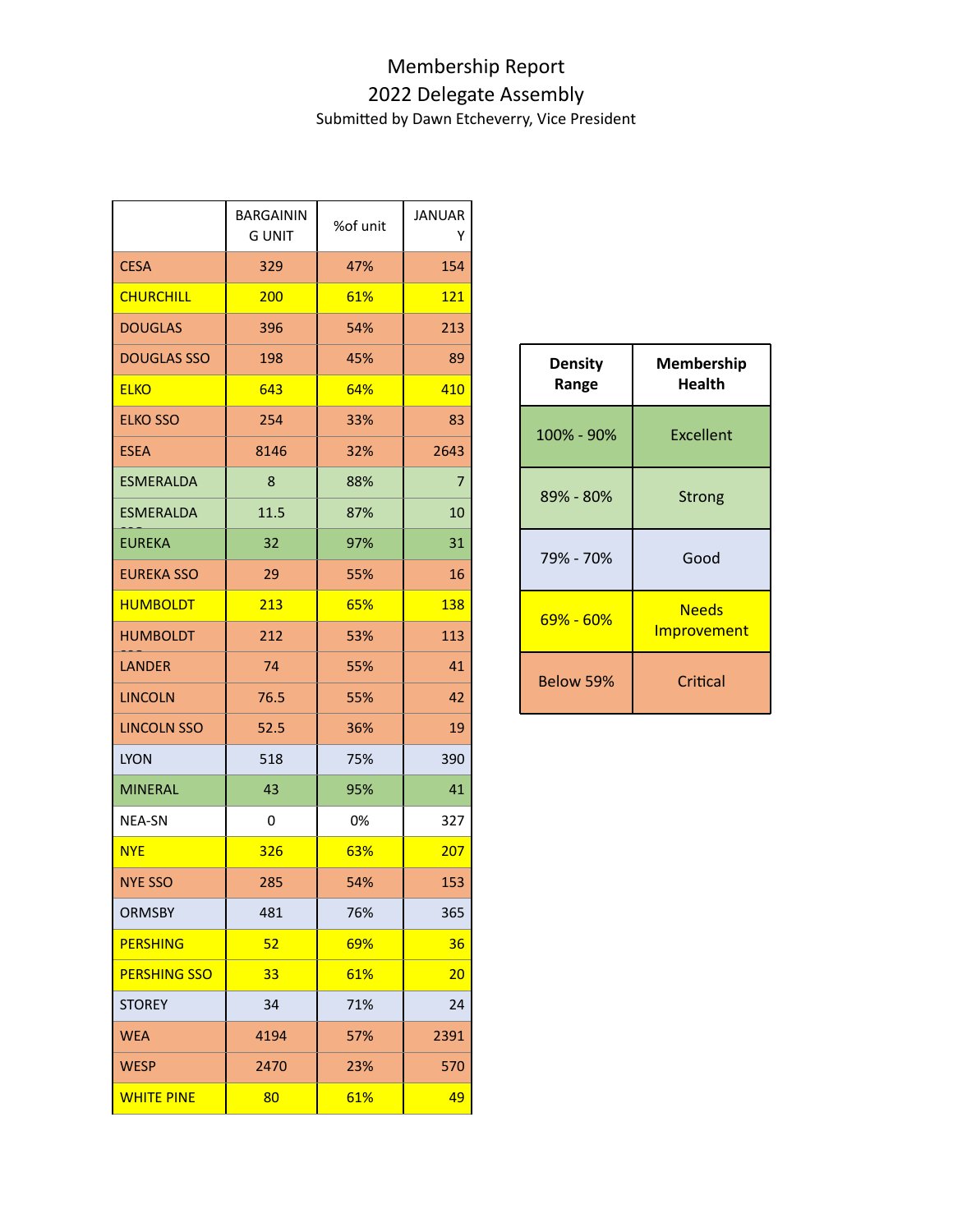# Membership Report

## 2022 Delegate Assembly

Submitted by Dawn Etcheverry, Vice President

| | BARGAINING UNIT | %of unit | JANUARY |
|---|---|---|---|
| CESA | 329 | 47% | 154 |
| CHURCHILL | 200 | 61% | 121 |
| DOUGLAS | 396 | 54% | 213 |
| DOUGLAS SSO | 198 | 45% | 89 |
| ELKO | 643 | 64% | 410 |
| ELKO SSO | 254 | 33% | 83 |
| ESEA | 8146 | 32% | 2643 |
| ESMERALDA | 8 | 88% | 7 |
| ESMERALDA SSO | 11.5 | 87% | 10 |
| EUREKA | 32 | 97% | 31 |
| EUREKA SSO | 29 | 55% | 16 |
| HUMBOLDT | 213 | 65% | 138 |
| HUMBOLDT SSO | 212 | 53% | 113 |
| LANDER | 74 | 55% | 41 |
| LINCOLN | 76.5 | 55% | 42 |
| LINCOLN SSO | 52.5 | 36% | 19 |
| LYON | 518 | 75% | 390 |
| MINERAL | 43 | 95% | 41 |
| NEA-SN | 0 | 0% | 327 |
| NYE | 326 | 63% | 207 |
| NYE SSO | 285 | 54% | 153 |
| ORMSBY | 481 | 76% | 365 |
| PERSHING | 52 | 69% | 36 |
| PERSHING SSO | 33 | 61% | 20 |
| STOREY | 34 | 71% | 24 |
| WEA | 4194 | 57% | 2391 |
| WESP | 2470 | 23% | 570 |
| WHITE PINE | 80 | 61% | 49 |

| Density Range | Membership Health |
|---|---|
| 100% - 90% | Excellent |
| 89% - 80% | Strong |
| 79% - 70% | Good |
| 69% - 60% | Needs Improvement |
| Below 59% | Critical |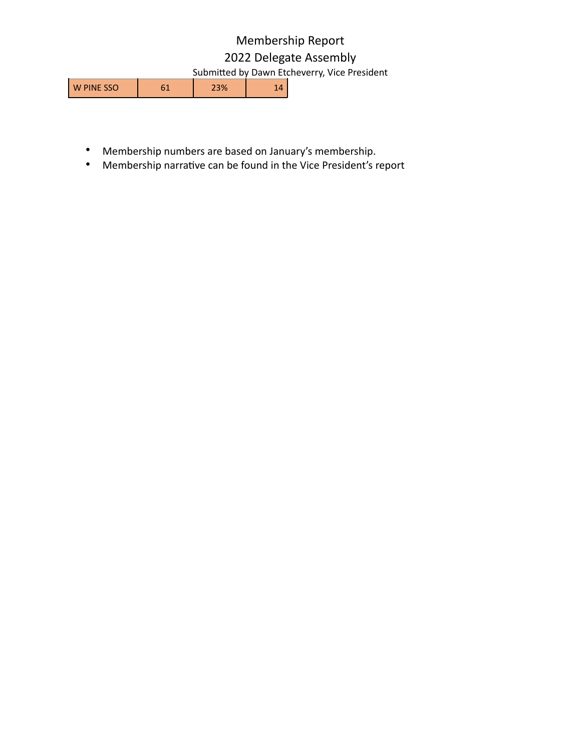# Membership Report

## 2022 Delegate Assembly

Submitted by Dawn Etcheverry, Vice President

| | | | |
|---|---|---|---|
| W PINE SSO | 61 | 23% | 14 |

- Membership numbers are based on January's membership.
- Membership narrative can be found in the Vice President's report